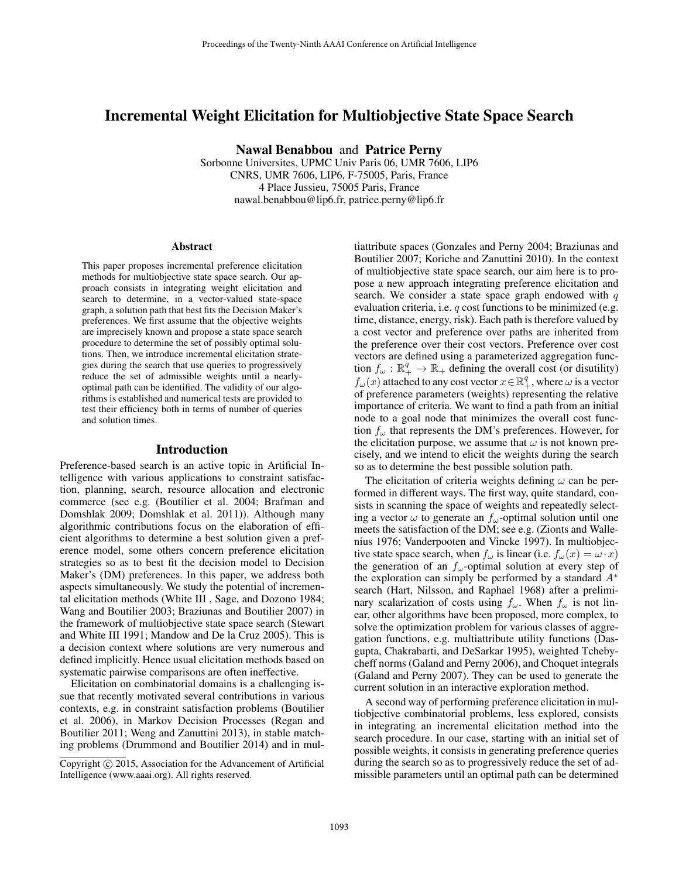# Incremental Weight Elicitation for Multiobjective State Space Search

**Nawal Benabbou** and **Patrice Perny**

Sorbonne Universites, UPMC Univ Paris 06, UMR 7606, LIP6
CNRS, UMR 7606, LIP6, F-75005, Paris, France
4 Place Jussieu, 75005 Paris, France
nawal.benabbou@lip6.fr, patrice.perny@lip6.fr

## Abstract

This paper proposes incremental preference elicitation methods for multiobjective state space search. Our approach consists in integrating weight elicitation and search to determine, in a vector-valued state-space graph, a solution path that best fits the Decision Maker's preferences. We first assume that the objective weights are imprecisely known and propose a state space search procedure to determine the set of possibly optimal solutions. Then, we introduce incremental elicitation strategies during the search that use queries to progressively reduce the set of admissible weights until a nearly-optimal path can be identified. The validity of our algorithms is established and numerical tests are provided to test their efficiency both in terms of number of queries and solution times.

## Introduction

Preference-based search is an active topic in Artificial Intelligence with various applications to constraint satisfaction, planning, search, resource allocation and electronic commerce (see e.g. (Boutilier et al. 2004; Brafman and Domshlak 2009; Domshlak et al. 2011)). Although many algorithmic contributions focus on the elaboration of efficient algorithms to determine a best solution given a preference model, some others concern preference elicitation strategies so as to best fit the decision model to Decision Maker's (DM) preferences. In this paper, we address both aspects simultaneously. We study the potential of incremental elicitation methods (White III , Sage, and Dozono 1984; Wang and Boutilier 2003; Braziunas and Boutilier 2007) in the framework of multiobjective state space search (Stewart and White III 1991; Mandow and De la Cruz 2005). This is a decision context where solutions are very numerous and defined implicitly. Hence usual elicitation methods based on systematic pairwise comparisons are often ineffective.

Elicitation on combinatorial domains is a challenging issue that recently motivated several contributions in various contexts, e.g. in constraint satisfaction problems (Boutilier et al. 2006), in Markov Decision Processes (Regan and Boutilier 2011; Weng and Zanuttini 2013), in stable matching problems (Drummond and Boutilier 2014) and in multiattribute spaces (Gonzales and Perny 2004; Braziunas and Boutilier 2007; Koriche and Zanuttini 2010). In the context of multiobjective state space search, our aim here is to propose a new approach integrating preference elicitation and search. We consider a state space graph endowed with $q$ evaluation criteria, i.e. $q$ cost functions to be minimized (e.g. time, distance, energy, risk). Each path is therefore valued by a cost vector and preference over paths are inherited from the preference over their cost vectors. Preference over cost vectors are defined using a parameterized aggregation function $f_\omega : \mathbb{R}^q_+ \to \mathbb{R}_+$ defining the overall cost (or disutility) $f_\omega(x)$ attached to any cost vector $x \in \mathbb{R}^q_+$, where $\omega$ is a vector of preference parameters (weights) representing the relative importance of criteria. We want to find a path from an initial node to a goal node that minimizes the overall cost function $f_\omega$ that represents the DM's preferences. However, for the elicitation purpose, we assume that $\omega$ is not known precisely, and we intend to elicit the weights during the search so as to determine the best possible solution path.

The elicitation of criteria weights defining $\omega$ can be performed in different ways. The first way, quite standard, consists in scanning the space of weights and repeatedly selecting a vector $\omega$ to generate an $f_\omega$-optimal solution until one meets the satisfaction of the DM; see e.g. (Zionts and Wallenius 1976; Vanderpooten and Vincke 1997). In multiobjective state space search, when $f_\omega$ is linear (i.e. $f_\omega(x) = \omega \cdot x$) the generation of an $f_\omega$-optimal solution at every step of the exploration can simply be performed by a standard $A^*$ search (Hart, Nilsson, and Raphael 1968) after a preliminary scalarization of costs using $f_\omega$. When $f_\omega$ is not linear, other algorithms have been proposed, more complex, to solve the optimization problem for various classes of aggregation functions, e.g. multiattribute utility functions (Dasgupta, Chakrabarti, and DeSarkar 1995), weighted Tchebycheff norms (Galand and Perny 2006), and Choquet integrals (Galand and Perny 2007). They can be used to generate the current solution in an interactive exploration method.

A second way of performing preference elicitation in multiobjective combinatorial problems, less explored, consists in integrating an incremental elicitation method into the search procedure. In our case, starting with an initial set of possible weights, it consists in generating preference queries during the search so as to progressively reduce the set of admissible parameters until an optimal path can be determined

Copyright © 2015, Association for the Advancement of Artificial Intelligence (www.aaai.org). All rights reserved.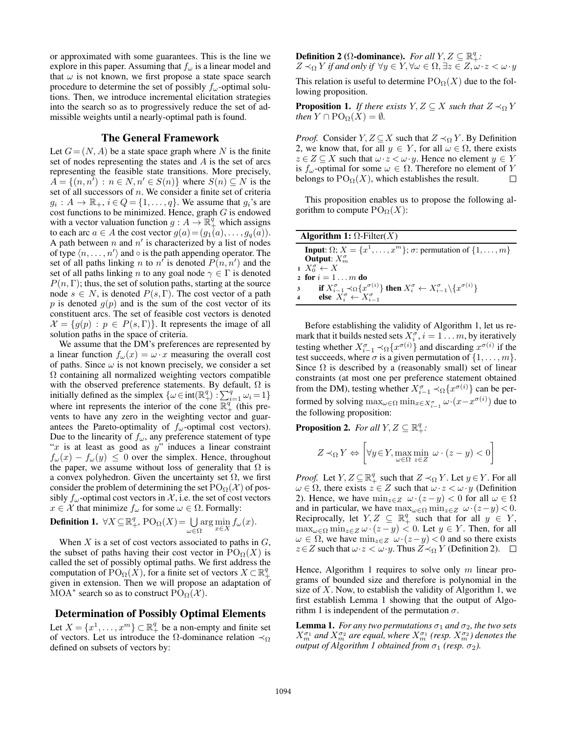or approximated with some guarantees. This is the line we explore in this paper. Assuming that $f_\omega$ is a linear model and that $\omega$ is not known, we first propose a state space search procedure to determine the set of possibly $f_\omega$-optimal solutions. Then, we introduce incremental elicitation strategies into the search so as to progressively reduce the set of admissible weights until a nearly-optimal path is found.

## The General Framework

Let $G = (N, A)$ be a state space graph where $N$ is the finite set of nodes representing the states and $A$ is the set of arcs representing the feasible state transitions. More precisely, $A = \{(n, n') : n \in N, n' \in S(n)\}$ where $S(n) \subseteq N$ is the set of all successors of $n$. We consider a finite set of criteria $g_i : A \to \mathbb{R}_+$, $i \in Q = \{1, \ldots, q\}$. We assume that $g_i$'s are cost functions to be minimized. Hence, graph $G$ is endowed with a vector valuation function $g : A \to \mathbb{R}^q_+$ which assigns to each arc $a \in A$ the cost vector $g(a) = (g_1(a), \ldots, g_q(a))$. A path between $n$ and $n'$ is characterized by a list of nodes of type $\langle n, \ldots, n' \rangle$ and $\circ$ is the path appending operator. The set of all paths linking $n$ to $n'$ is denoted $P(n, n')$ and the set of all paths linking $n$ to any goal node $\gamma \in \Gamma$ is denoted $P(n, \Gamma)$; thus, the set of solution paths, starting at the source node $s \in N$, is denoted $P(s, \Gamma)$. The cost vector of a path $p$ is denoted $g(p)$ and is the sum of the cost vector of its constituent arcs. The set of feasible cost vectors is denoted $\mathcal{X} = \{g(p) : p \in P(s, \Gamma)\}$. It represents the image of all solution paths in the space of criteria.

We assume that the DM's preferences are represented by a linear function $f_\omega(x) = \omega \cdot x$ measuring the overall cost of paths. Since $\omega$ is not known precisely, we consider a set $\Omega$ containing all normalized weighting vectors compatible with the observed preference statements. By default, $\Omega$ is initially defined as the simplex $\{\omega \in \text{int}(\mathbb{R}^q_+) : \sum_{i=1}^q \omega_i = 1\}$ where int represents the interior of the cone $\mathbb{R}^q_+$ (this prevents to have any zero in the weighting vector and guarantees the Pareto-optimality of $f_\omega$-optimal cost vectors). Due to the linearity of $f_\omega$, any preference statement of type "$x$ is at least as good as $y$" induces a linear constraint $f_\omega(x) - f_\omega(y) \leq 0$ over the simplex. Hence, throughout the paper, we assume without loss of generality that $\Omega$ is a convex polyhedron. Given the uncertainty set $\Omega$, we first consider the problem of determining the set $\text{PO}_\Omega(\mathcal{X})$ of possibly $f_\omega$-optimal cost vectors in $\mathcal{X}$, i.e. the set of cost vectors $x \in \mathcal{X}$ that minimize $f_\omega$ for some $\omega \in \Omega$. Formally:

**Definition 1.** $\forall X \subseteq \mathbb{R}^q_+$, $\text{PO}_\Omega(X) = \bigcup_{\omega \in \Omega} \arg\min_{x \in X} f_\omega(x)$.

When $X$ is a set of cost vectors associated to paths in $G$, the subset of paths having their cost vector in $\text{PO}_\Omega(X)$ is called the set of possibly optimal paths. We first address the computation of $\text{PO}_\Omega(X)$, for a finite set of vectors $X \subset \mathbb{R}^q_+$ given in extension. Then we will propose an adaptation of MOA$^*$ search so as to construct $\text{PO}_\Omega(\mathcal{X})$.

## Determination of Possibly Optimal Elements

Let $X = \{x^1, \ldots, x^m\} \subset \mathbb{R}^q_+$ be a non-empty and finite set of vectors. Let us introduce the $\Omega$-dominance relation $\prec_\Omega$ defined on subsets of vectors by:

**Definition 2 ($\Omega$-dominance).** *For all $Y, Z \subseteq \mathbb{R}^q_+$: $Z \prec_\Omega Y$ if and only if $\forall y \in Y, \forall \omega \in \Omega, \exists z \in Z, \omega \cdot z < \omega \cdot y$*

This relation is useful to determine $\text{PO}_\Omega(X)$ due to the following proposition.

**Proposition 1.** *If there exists $Y, Z \subseteq X$ such that $Z \prec_\Omega Y$ then $Y \cap \text{PO}_\Omega(X) = \emptyset$.*

*Proof.* Consider $Y, Z \subseteq X$ such that $Z \prec_\Omega Y$. By Definition 2, we know that, for all $y \in Y$, for all $\omega \in \Omega$, there exists $z \in Z \subseteq X$ such that $\omega \cdot z < \omega \cdot y$. Hence no element $y \in Y$ is $f_\omega$-optimal for some $\omega \in \Omega$. Therefore no element of $Y$ belongs to $\text{PO}_\Omega(X)$, which establishes the result. □

This proposition enables us to propose the following algorithm to compute $\text{PO}_\Omega(X)$:

**Algorithm 1:** $\Omega$-Filter($X$)

```
Input: Ω; X = {x^1, ..., x^m}; σ: permutation of {1, ..., m}
Output: X^σ_m
1  X^σ_0 ← X
2  for i = 1 ... m do
3      if X^σ_{i-1} ≺_Ω {x^σ(i)} then X^σ_i ← X^σ_{i-1} \ {x^σ(i)}
4      else X^σ_i ← X^σ_{i-1}
```

Before establishing the validity of Algorithm 1, let us remark that it builds nested sets $X^\sigma_i$, $i = 1 \ldots m$, by iteratively testing whether $X^\sigma_{i-1} \prec_\Omega \{x^{\sigma(i)}\}$ and discarding $x^{\sigma(i)}$ if the test succeeds, where $\sigma$ is a given permutation of $\{1, \ldots, m\}$. Since $\Omega$ is described by a (reasonably small) set of linear constraints (at most one per preference statement obtained from the DM), testing whether $X^\sigma_{i-1} \prec_\Omega \{x^{\sigma(i)}\}$ can be performed by solving $\max_{\omega \in \Omega} \min_{x \in X^\sigma_{i-1}} \omega \cdot (x - x^{\sigma(i)})$ due to the following proposition:

**Proposition 2.** *For all $Y, Z \subseteq \mathbb{R}^q_+$:*

$$Z \prec_\Omega Y \Leftrightarrow \left[ \forall y \in Y, \max_{\omega \in \Omega} \min_{z \in Z} \; \omega \cdot (z - y) < 0 \right]$$

*Proof.* Let $Y, Z \subseteq \mathbb{R}^q_+$ such that $Z \prec_\Omega Y$. Let $y \in Y$. For all $\omega \in \Omega$, there exists $z \in Z$ such that $\omega \cdot z < \omega \cdot y$ (Definition 2). Hence, we have $\min_{z \in Z} \; \omega \cdot (z - y) < 0$ for all $\omega \in \Omega$ and in particular, we have $\max_{\omega \in \Omega} \min_{z \in Z} \; \omega \cdot (z - y) < 0$. Reciprocally, let $Y, Z \subseteq \mathbb{R}^q_+$ such that for all $y \in Y$, $\max_{\omega \in \Omega} \min_{z \in Z} \omega \cdot (z - y) < 0$. Let $y \in Y$. Then, for all $\omega \in \Omega$, we have $\min_{z \in Z} \; \omega \cdot (z - y) < 0$ and so there exists $z \in Z$ such that $\omega \cdot z < \omega \cdot y$. Thus $Z \prec_\Omega Y$ (Definition 2). □

Hence, Algorithm 1 requires to solve only $m$ linear programs of bounded size and therefore is polynomial in the size of $X$. Now, to establish the validity of Algorithm 1, we first establish Lemma 1 showing that the output of Algorithm 1 is independent of the permutation $\sigma$.

**Lemma 1.** *For any two permutations $\sigma_1$ and $\sigma_2$, the two sets $X^{\sigma_1}_m$ and $X^{\sigma_2}_m$ are equal, where $X^{\sigma_1}_m$ (resp. $X^{\sigma_2}_m$) denotes the output of Algorithm 1 obtained from $\sigma_1$ (resp. $\sigma_2$).*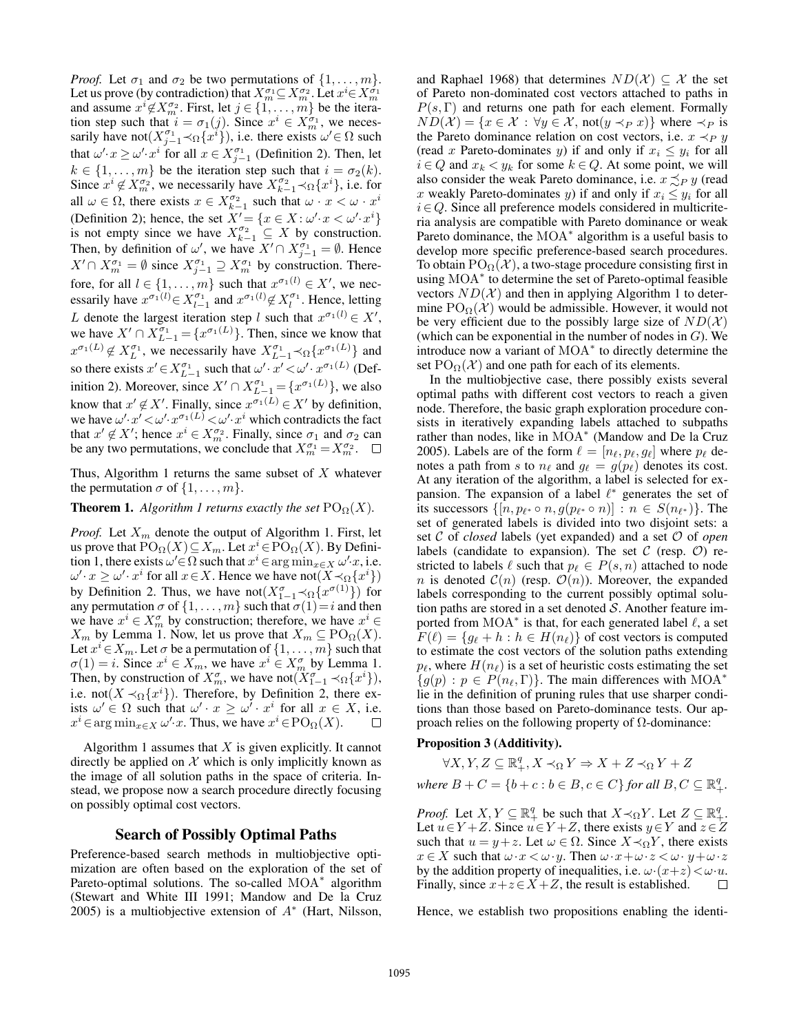*Proof.* Let $\sigma_1$ and $\sigma_2$ be two permutations of $\{1,\dots,m\}$. Let us prove (by contradiction) that $X_m^{\sigma_1} \subseteq X_m^{\sigma_2}$. Let $x^i \in X_m^{\sigma_1}$ and assume $x^i \notin X_m^{\sigma_2}$. First, let $j \in \{1,\dots,m\}$ be the iteration step such that $i = \sigma_1(j)$. Since $x^i \in X_m^{\sigma_1}$, we necessarily have not$(X_{j-1}^{\sigma_1} \prec_\Omega \{x^i\})$, i.e. there exists $\omega' \in \Omega$ such that $\omega' \cdot x \geq \omega' \cdot x^i$ for all $x \in X_{j-1}^{\sigma_1}$ (Definition 2). Then, let $k \in \{1,\dots,m\}$ be the iteration step such that $i = \sigma_2(k)$. Since $x^i \notin X_m^{\sigma_2}$, we necessarily have $X_{k-1}^{\sigma_2} \prec_\Omega \{x^i\}$, i.e. for all $\omega \in \Omega$, there exists $x \in X_{k-1}^{\sigma_2}$ such that $\omega \cdot x < \omega \cdot x^i$ (Definition 2); hence, the set $X' = \{x \in X : \omega' \cdot x < \omega' \cdot x^i\}$ is not empty since we have $X_{k-1}^{\sigma_2} \subseteq X$ by construction. Then, by definition of $\omega'$, we have $X' \cap X_{j-1}^{\sigma_1} = \emptyset$. Hence $X' \cap X_m^{\sigma_1} = \emptyset$ since $X_{j-1}^{\sigma_1} \supseteq X_m^{\sigma_1}$ by construction. Therefore, for all $l \in \{1,\dots,m\}$ such that $x^{\sigma_1(l)} \in X'$, we necessarily have $x^{\sigma_1(l)} \in X_{l-1}^{\sigma_1}$ and $x^{\sigma_1(l)} \notin X_l^{\sigma_1}$. Hence, letting $L$ denote the largest iteration step $l$ such that $x^{\sigma_1(l)} \in X'$, we have $X' \cap X_{L-1}^{\sigma_1} = \{x^{\sigma_1(L)}\}$. Then, since we know that $x^{\sigma_1(L)} \notin X_L^{\sigma_1}$, we necessarily have $X_{L-1}^{\sigma_1} \prec_\Omega \{x^{\sigma_1(L)}\}$ and so there exists $x' \in X_{L-1}^{\sigma_1}$ such that $\omega' \cdot x' < \omega' \cdot x^{\sigma_1(L)}$ (Definition 2). Moreover, since $X' \cap X_{L-1}^{\sigma_1} = \{x^{\sigma_1(L)}\}$, we also know that $x' \notin X'$. Finally, since $x^{\sigma_1(L)} \in X'$ by definition, we have $\omega' \cdot x' < \omega' \cdot x^{\sigma_1(L)} < \omega' \cdot x^i$ which contradicts the fact that $x' \notin X'$; hence $x^i \in X_m^{\sigma_2}$. Finally, since $\sigma_1$ and $\sigma_2$ can be any two permutations, we conclude that $X_m^{\sigma_1} = X_m^{\sigma_2}$. □

Thus, Algorithm 1 returns the same subset of $X$ whatever the permutation $\sigma$ of $\{1,\dots,m\}$.

**Theorem 1.** *Algorithm 1 returns exactly the set* $\mathrm{PO}_\Omega(X)$.

*Proof.* Let $X_m$ denote the output of Algorithm 1. First, let us prove that $\mathrm{PO}_\Omega(X) \subseteq X_m$. Let $x^i \in \mathrm{PO}_\Omega(X)$. By Definition 1, there exists $\omega' \in \Omega$ such that $x^i \in \arg\min_{x \in X} \omega' \cdot x$, i.e. $\omega' \cdot x \geq \omega' \cdot x^i$ for all $x \in X$. Hence we have not$(X \prec_\Omega \{x^i\})$ by Definition 2. Thus, we have not$(X_{1-1}^{\sigma} \prec_\Omega \{x^{\sigma(1)}\})$ for any permutation $\sigma$ of $\{1,\dots,m\}$ such that $\sigma(1) = i$ and then we have $x^i \in X_m^{\sigma}$ by construction; therefore, we have $x^i \in X_m$ by Lemma 1. Now, let us prove that $X_m \subseteq \mathrm{PO}_\Omega(X)$. Let $x^i \in X_m$. Let $\sigma$ be a permutation of $\{1,\dots,m\}$ such that $\sigma(1) = i$. Since $x^i \in X_m$, we have $x^i \in X_m^{\sigma}$ by Lemma 1. Then, by construction of $X_m^{\sigma}$, we have not$(X_{1-1}^{\sigma} \prec_\Omega \{x^i\})$, i.e. not$(X \prec_\Omega \{x^i\})$. Therefore, by Definition 2, there exists $\omega' \in \Omega$ such that $\omega' \cdot x \geq \omega' \cdot x^i$ for all $x \in X$, i.e. $x^i \in \arg\min_{x \in X} \omega' \cdot x$. Thus, we have $x^i \in \mathrm{PO}_\Omega(X)$. □

Algorithm 1 assumes that $X$ is given explicitly. It cannot directly be applied on $\mathcal{X}$ which is only implicitly known as the image of all solution paths in the space of criteria. Instead, we propose now a search procedure directly focusing on possibly optimal cost vectors.

## Search of Possibly Optimal Paths

Preference-based search methods in multiobjective optimization are often based on the exploration of the set of Pareto-optimal solutions. The so-called $\mathrm{MOA}^*$ algorithm (Stewart and White III 1991; Mandow and De la Cruz 2005) is a multiobjective extension of $A^*$ (Hart, Nilsson, and Raphael 1968) that determines $ND(\mathcal{X}) \subseteq \mathcal{X}$ the set of Pareto non-dominated cost vectors attached to paths in $P(s,\Gamma)$ and returns one path for each element. Formally $ND(\mathcal{X}) = \{x \in \mathcal{X} : \forall y \in \mathcal{X}, \text{not}(y \prec_P x)\}$ where $\prec_P$ is the Pareto dominance relation on cost vectors, i.e. $x \prec_P y$ (read $x$ Pareto-dominates $y$) if and only if $x_i \leq y_i$ for all $i \in Q$ and $x_k < y_k$ for some $k \in Q$. At some point, we will also consider the weak Pareto dominance, i.e. $x \precsim_P y$ (read $x$ weakly Pareto-dominates $y$) if and only if $x_i \leq y_i$ for all $i \in Q$. Since all preference models considered in multicriteria analysis are compatible with Pareto dominance or weak Pareto dominance, the $\mathrm{MOA}^*$ algorithm is a useful basis to develop more specific preference-based search procedures. To obtain $\mathrm{PO}_\Omega(\mathcal{X})$, a two-stage procedure consisting first in using $\mathrm{MOA}^*$ to determine the set of Pareto-optimal feasible vectors $ND(\mathcal{X})$ and then in applying Algorithm 1 to determine $\mathrm{PO}_\Omega(\mathcal{X})$ would be admissible. However, it would not be very efficient due to the possibly large size of $ND(\mathcal{X})$ (which can be exponential in the number of nodes in $G$). We introduce now a variant of $\mathrm{MOA}^*$ to directly determine the set $\mathrm{PO}_\Omega(\mathcal{X})$ and one path for each of its elements.

In the multiobjective case, there possibly exists several optimal paths with different cost vectors to reach a given node. Therefore, the basic graph exploration procedure consists in iteratively expanding labels attached to subpaths rather than nodes, like in $\mathrm{MOA}^*$ (Mandow and De la Cruz 2005). Labels are of the form $\ell = [n_\ell, p_\ell, g_\ell]$ where $p_\ell$ denotes a path from $s$ to $n_\ell$ and $g_\ell = g(p_\ell)$ denotes its cost. At any iteration of the algorithm, a label is selected for expansion. The expansion of a label $\ell^*$ generates the set of its successors $\{[n, p_{\ell^*} \circ n, g(p_{\ell^*} \circ n)] : n \in S(n_{\ell^*})\}$. The set of generated labels is divided into two disjoint sets: a set $\mathcal{C}$ of *closed* labels (yet expanded) and a set $\mathcal{O}$ of *open* labels (candidate to expansion). The set $\mathcal{C}$ (resp. $\mathcal{O}$) restricted to labels $\ell$ such that $p_\ell \in P(s,n)$ attached to node $n$ is denoted $\mathcal{C}(n)$ (resp. $\mathcal{O}(n)$). Moreover, the expanded labels corresponding to the current possibly optimal solution paths are stored in a set denoted $\mathcal{S}$. Another feature imported from $\mathrm{MOA}^*$ is that, for each generated label $\ell$, a set $F(\ell) = \{g_\ell + h : h \in H(n_\ell)\}$ of cost vectors is computed to estimate the cost vectors of the solution paths extending $p_\ell$, where $H(n_\ell)$ is a set of heuristic costs estimating the set $\{g(p) : p \in P(n_\ell, \Gamma)\}$. The main differences with $\mathrm{MOA}^*$ lie in the definition of pruning rules that use sharper conditions than those based on Pareto-dominance tests. Our approach relies on the following property of $\Omega$-dominance:

**Proposition 3 (Additivity).**

$$\forall X, Y, Z \subseteq \mathbb{R}_+^q, X \prec_\Omega Y \Rightarrow X + Z \prec_\Omega Y + Z$$

*where* $B + C = \{b + c : b \in B, c \in C\}$ *for all* $B, C \subseteq \mathbb{R}_+^q$.

*Proof.* Let $X, Y \subseteq \mathbb{R}_+^q$ be such that $X \prec_\Omega Y$. Let $Z \subseteq \mathbb{R}_+^q$. Let $u \in Y + Z$. Since $u \in Y + Z$, there exists $y \in Y$ and $z \in Z$ such that $u = y + z$. Let $\omega \in \Omega$. Since $X \prec_\Omega Y$, there exists $x \in X$ such that $\omega \cdot x < \omega \cdot y$. Then $\omega \cdot x + \omega \cdot z < \omega \cdot y + \omega \cdot z$ by the addition property of inequalities, i.e. $\omega \cdot (x + z) < \omega \cdot u$. Finally, since $x + z \in X + Z$, the result is established. □

Hence, we establish two propositions enabling the identi-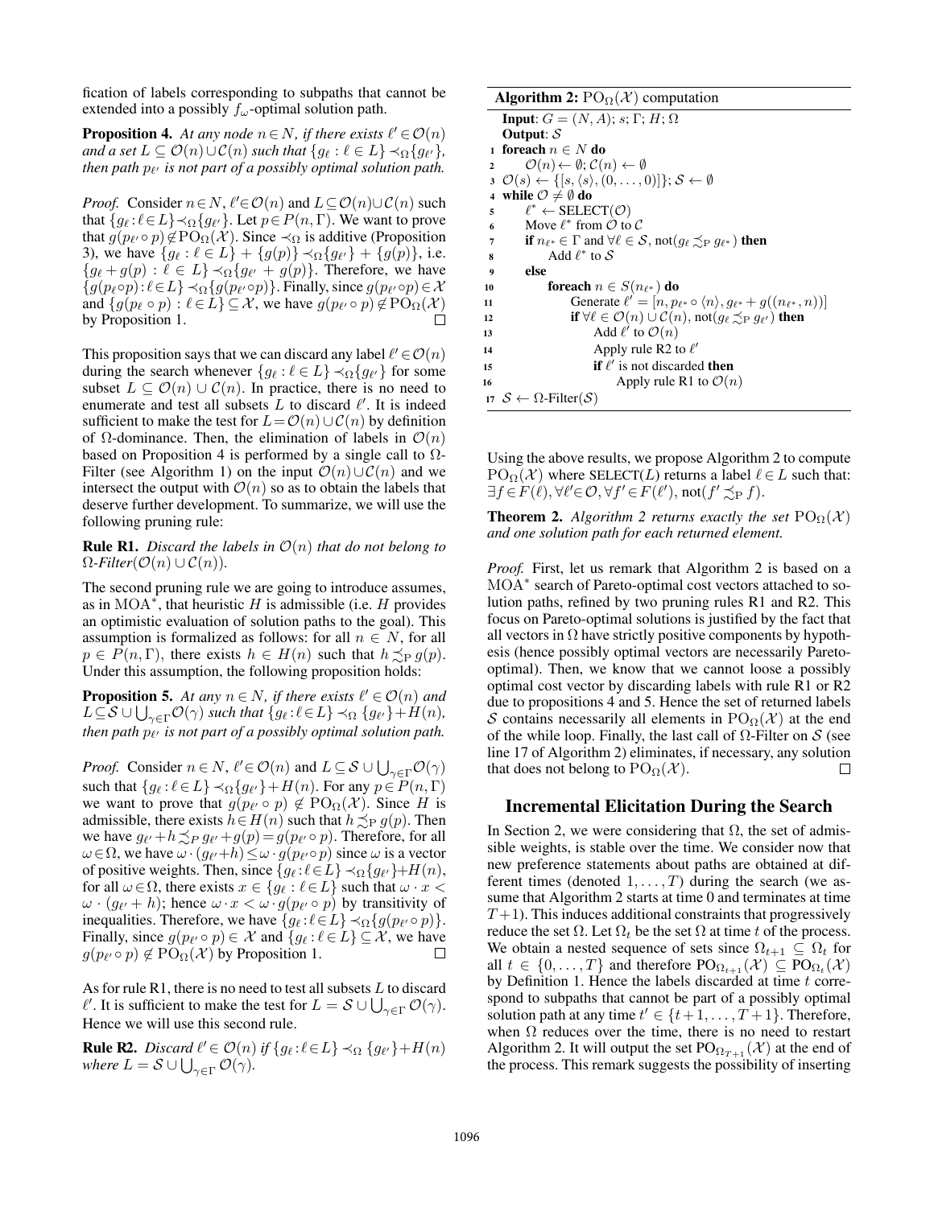fication of labels corresponding to subpaths that cannot be extended into a possibly $f_\omega$-optimal solution path.

**Proposition 4.** *At any node $n \in N$, if there exists $\ell' \in \mathcal{O}(n)$ and a set $L \subseteq \mathcal{O}(n) \cup \mathcal{C}(n)$ such that $\{g_\ell : \ell \in L\} \prec_\Omega \{g_{\ell'}\}$, then path $p_{\ell'}$ is not part of a possibly optimal solution path.*

*Proof.* Consider $n \in N$, $\ell' \in \mathcal{O}(n)$ and $L \subseteq \mathcal{O}(n) \cup \mathcal{C}(n)$ such that $\{g_\ell : \ell \in L\} \prec_\Omega \{g_{\ell'}\}$. Let $p \in P(n, \Gamma)$. We want to prove that $g(p_{\ell'} \circ p) \notin \mathrm{PO}_\Omega(\mathcal{X})$. Since $\prec_\Omega$ is additive (Proposition 3), we have $\{g_\ell : \ell \in L\} + \{g(p)\} \prec_\Omega \{g_{\ell'}\} + \{g(p)\}$, i.e. $\{g_\ell + g(p) : \ell \in L\} \prec_\Omega \{g_{\ell'} + g(p)\}$. Therefore, we have $\{g(p_\ell \circ p) : \ell \in L\} \prec_\Omega \{g(p_{\ell'} \circ p)\}$. Finally, since $g(p_{\ell'} \circ p) \in \mathcal{X}$ and $\{g(p_\ell \circ p) : \ell \in L\} \subseteq \mathcal{X}$, we have $g(p_{\ell'} \circ p) \notin \mathrm{PO}_\Omega(\mathcal{X})$ by Proposition 1. $\square$

This proposition says that we can discard any label $\ell' \in \mathcal{O}(n)$ during the search whenever $\{g_\ell : \ell \in L\} \prec_\Omega \{g_{\ell'}\}$ for some subset $L \subseteq \mathcal{O}(n) \cup \mathcal{C}(n)$. In practice, there is no need to enumerate and test all subsets $L$ to discard $\ell'$. It is indeed sufficient to make the test for $L = \mathcal{O}(n) \cup \mathcal{C}(n)$ by definition of $\Omega$-dominance. Then, the elimination of labels in $\mathcal{O}(n)$ based on Proposition 4 is performed by a single call to $\Omega$-Filter (see Algorithm 1) on the input $\mathcal{O}(n) \cup \mathcal{C}(n)$ and we intersect the output with $\mathcal{O}(n)$ so as to obtain the labels that deserve further development. To summarize, we will use the following pruning rule:

**Rule R1.** *Discard the labels in $\mathcal{O}(n)$ that do not belong to $\Omega$-Filter($\mathcal{O}(n) \cup \mathcal{C}(n)$).*

The second pruning rule we are going to introduce assumes, as in MOA$^*$, that heuristic $H$ is admissible (i.e. $H$ provides an optimistic evaluation of solution paths to the goal). This assumption is formalized as follows: for all $n \in N$, for all $p \in P(n, \Gamma)$, there exists $h \in H(n)$ such that $h \precsim_{\mathrm{P}} g(p)$. Under this assumption, the following proposition holds:

**Proposition 5.** *At any $n \in N$, if there exists $\ell' \in \mathcal{O}(n)$ and $L \subseteq \mathcal{S} \cup \bigcup_{\gamma \in \Gamma} \mathcal{O}(\gamma)$ such that $\{g_\ell : \ell \in L\} \prec_\Omega \{g_{\ell'}\} + H(n)$, then path $p_{\ell'}$ is not part of a possibly optimal solution path.*

*Proof.* Consider $n \in N$, $\ell' \in \mathcal{O}(n)$ and $L \subseteq \mathcal{S} \cup \bigcup_{\gamma \in \Gamma} \mathcal{O}(\gamma)$ such that $\{g_\ell : \ell \in L\} \prec_\Omega \{g_{\ell'}\} + H(n)$. For any $p \in P(n, \Gamma)$ we want to prove that $g(p_{\ell'} \circ p) \notin \mathrm{PO}_\Omega(\mathcal{X})$. Since $H$ is admissible, there exists $h \in H(n)$ such that $h \precsim_{\mathrm{P}} g(p)$. Then we have $g_{\ell'} + h \precsim_P g_{\ell'} + g(p) = g(p_{\ell'} \circ p)$. Therefore, for all $\omega \in \Omega$, we have $\omega \cdot (g_{\ell'} + h) \leq \omega \cdot g(p_{\ell'} \circ p)$ since $\omega$ is a vector of positive weights. Then, since $\{g_\ell : \ell \in L\} \prec_\Omega \{g_{\ell'}\} + H(n)$, for all $\omega \in \Omega$, there exists $x \in \{g_\ell : \ell \in L\}$ such that $\omega \cdot x < \omega \cdot (g_{\ell'} + h)$; hence $\omega \cdot x < \omega \cdot g(p_{\ell'} \circ p)$ by transitivity of inequalities. Therefore, we have $\{g_\ell : \ell \in L\} \prec_\Omega \{g(p_{\ell'} \circ p)\}$. Finally, since $g(p_{\ell'} \circ p) \in \mathcal{X}$ and $\{g_\ell : \ell \in L\} \subseteq \mathcal{X}$, we have $g(p_{\ell'} \circ p) \notin \mathrm{PO}_\Omega(\mathcal{X})$ by Proposition 1. $\square$

As for rule R1, there is no need to test all subsets $L$ to discard $\ell'$. It is sufficient to make the test for $L = \mathcal{S} \cup \bigcup_{\gamma \in \Gamma} \mathcal{O}(\gamma)$. Hence we will use this second rule.

**Rule R2.** *Discard $\ell' \in \mathcal{O}(n)$ if $\{g_\ell : \ell \in L\} \prec_\Omega \{g_{\ell'}\} + H(n)$ where $L = \mathcal{S} \cup \bigcup_{\gamma \in \Gamma} \mathcal{O}(\gamma)$.*

**Algorithm 2:** $\mathrm{PO}_\Omega(\mathcal{X})$ computation

**Input**: $G = (N, A)$; $s$; $\Gamma$; $H$; $\Omega$
**Output**: $\mathcal{S}$

1. **foreach** $n \in N$ **do**
2. $\quad$ $\mathcal{O}(n) \leftarrow \emptyset$; $\mathcal{C}(n) \leftarrow \emptyset$
3. $\mathcal{O}(s) \leftarrow \{[s, \langle s \rangle, (0, \ldots, 0)]\}$; $\mathcal{S} \leftarrow \emptyset$
4. **while** $\mathcal{O} \neq \emptyset$ **do**
5. $\quad$ $\ell^* \leftarrow$ SELECT($\mathcal{O}$)
6. $\quad$ Move $\ell^*$ from $\mathcal{O}$ to $\mathcal{C}$
7. $\quad$ **if** $n_{\ell^*} \in \Gamma$ and $\forall \ell \in \mathcal{S}$, not($g_\ell \precsim_{\mathrm{P}} g_{\ell^*}$) **then**
8. $\quad\quad$ Add $\ell^*$ to $\mathcal{S}$
9. $\quad$ **else**
10. $\quad\quad$ **foreach** $n \in S(n_{\ell^*})$ **do**
11. $\quad\quad\quad$ Generate $\ell' = [n, p_{\ell^*} \circ \langle n \rangle, g_{\ell^*} + g((n_{\ell^*}, n))]$
12. $\quad\quad\quad$ **if** $\forall \ell \in \mathcal{O}(n) \cup \mathcal{C}(n)$, not($g_\ell \precsim_{\mathrm{P}} g_{\ell'}$) **then**
13. $\quad\quad\quad\quad$ Add $\ell'$ to $\mathcal{O}(n)$
14. $\quad\quad\quad\quad$ Apply rule R2 to $\ell'$
15. $\quad\quad\quad\quad$ **if** $\ell'$ is not discarded **then**
16. $\quad\quad\quad\quad\quad$ Apply rule R1 to $\mathcal{O}(n)$
17. $\mathcal{S} \leftarrow \Omega$-Filter($\mathcal{S}$)

Using the above results, we propose Algorithm 2 to compute $\mathrm{PO}_\Omega(\mathcal{X})$ where SELECT($L$) returns a label $\ell \in L$ such that: $\exists f \in F(\ell), \forall \ell' \in \mathcal{O}, \forall f' \in F(\ell')$, not($f' \precsim_{\mathrm{P}} f$).

**Theorem 2.** *Algorithm 2 returns exactly the set $\mathrm{PO}_\Omega(\mathcal{X})$ and one solution path for each returned element.*

*Proof.* First, let us remark that Algorithm 2 is based on a MOA$^*$ search of Pareto-optimal cost vectors attached to solution paths, refined by two pruning rules R1 and R2. This focus on Pareto-optimal solutions is justified by the fact that all vectors in $\Omega$ have strictly positive components by hypothesis (hence possibly optimal vectors are necessarily Pareto-optimal). Then, we know that we cannot loose a possibly optimal cost vector by discarding labels with rule R1 or R2 due to propositions 4 and 5. Hence the set of returned labels $\mathcal{S}$ contains necessarily all elements in $\mathrm{PO}_\Omega(\mathcal{X})$ at the end of the while loop. Finally, the last call of $\Omega$-Filter on $\mathcal{S}$ (see line 17 of Algorithm 2) eliminates, if necessary, any solution that does not belong to $\mathrm{PO}_\Omega(\mathcal{X})$. $\square$

## Incremental Elicitation During the Search

In Section 2, we were considering that $\Omega$, the set of admissible weights, is stable over the time. We consider now that new preference statements about paths are obtained at different times (denoted $1, \ldots, T$) during the search (we assume that Algorithm 2 starts at time 0 and terminates at time $T+1$). This induces additional constraints that progressively reduce the set $\Omega$. Let $\Omega_t$ be the set $\Omega$ at time $t$ of the process. We obtain a nested sequence of sets since $\Omega_{t+1} \subseteq \Omega_t$ for all $t \in \{0, \ldots, T\}$ and therefore $\mathrm{PO}_{\Omega_{t+1}}(\mathcal{X}) \subseteq \mathrm{PO}_{\Omega_t}(\mathcal{X})$ by Definition 1. Hence the labels discarded at time $t$ correspond to subpaths that cannot be part of a possibly optimal solution path at any time $t' \in \{t+1, \ldots, T+1\}$. Therefore, when $\Omega$ reduces over the time, there is no need to restart Algorithm 2. It will output the set $\mathrm{PO}_{\Omega_{T+1}}(\mathcal{X})$ at the end of the process. This remark suggests the possibility of inserting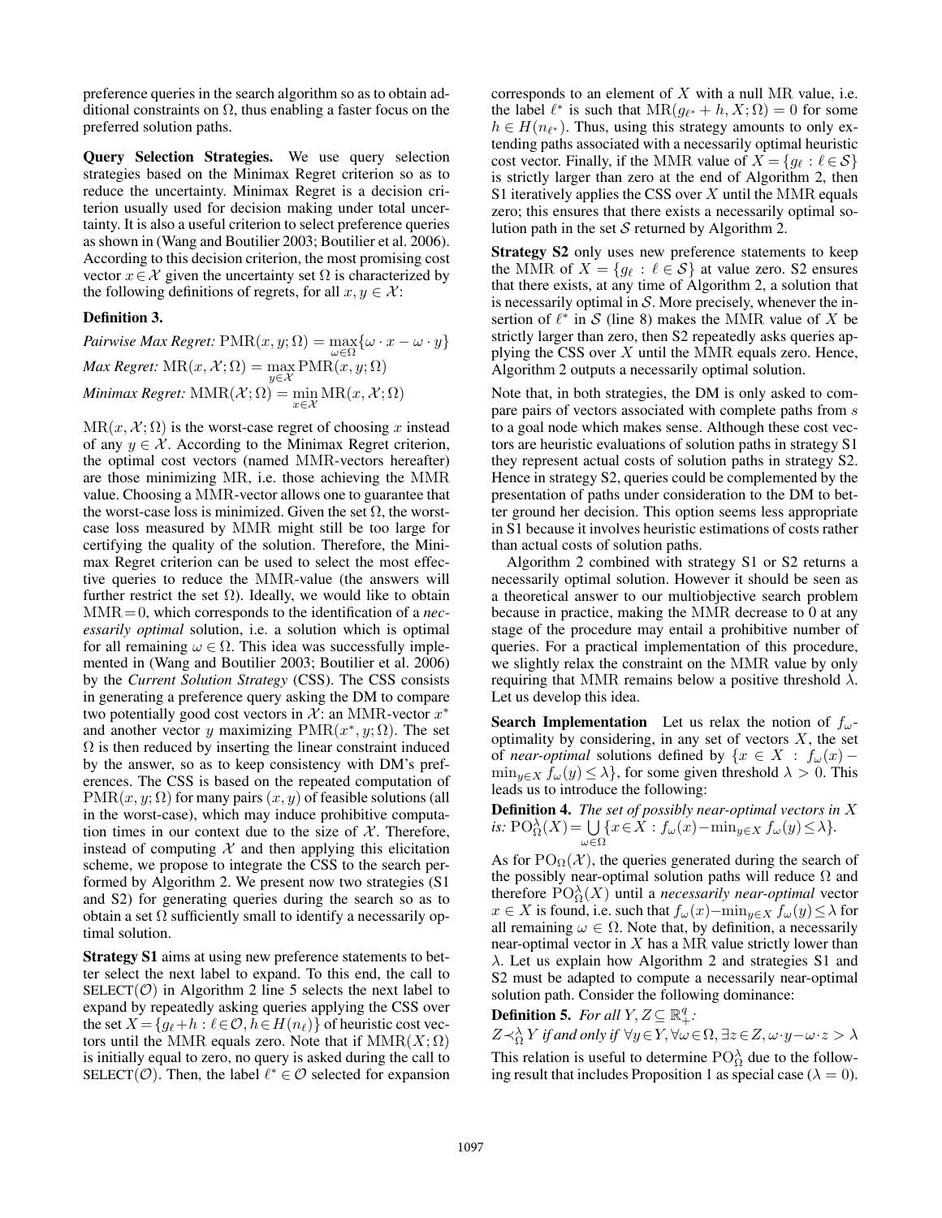preference queries in the search algorithm so as to obtain additional constraints on $\Omega$, thus enabling a faster focus on the preferred solution paths.

**Query Selection Strategies.** We use query selection strategies based on the Minimax Regret criterion so as to reduce the uncertainty. Minimax Regret is a decision criterion usually used for decision making under total uncertainty. It is also a useful criterion to select preference queries as shown in (Wang and Boutilier 2003; Boutilier et al. 2006). According to this decision criterion, the most promising cost vector $x \in \mathcal{X}$ given the uncertainty set $\Omega$ is characterized by the following definitions of regrets, for all $x, y \in \mathcal{X}$:

**Definition 3.**

*Pairwise Max Regret:* $\mathrm{PMR}(x, y; \Omega) = \max_{\omega \in \Omega}\{\omega \cdot x - \omega \cdot y\}$

*Max Regret:* $\mathrm{MR}(x, \mathcal{X}; \Omega) = \max_{y \in \mathcal{X}} \mathrm{PMR}(x, y; \Omega)$

*Minimax Regret:* $\mathrm{MMR}(\mathcal{X}; \Omega) = \min_{x \in \mathcal{X}} \mathrm{MR}(x, \mathcal{X}; \Omega)$

$\mathrm{MR}(x, \mathcal{X}; \Omega)$ is the worst-case regret of choosing $x$ instead of any $y \in \mathcal{X}$. According to the Minimax Regret criterion, the optimal cost vectors (named MMR-vectors hereafter) are those minimizing MR, i.e. those achieving the MMR value. Choosing a MMR-vector allows one to guarantee that the worst-case loss is minimized. Given the set $\Omega$, the worst-case loss measured by MMR might still be too large for certifying the quality of the solution. Therefore, the Minimax Regret criterion can be used to select the most effective queries to reduce the MMR-value (the answers will further restrict the set $\Omega$). Ideally, we would like to obtain $\mathrm{MMR} = 0$, which corresponds to the identification of a *necessarily optimal* solution, i.e. a solution which is optimal for all remaining $\omega \in \Omega$. This idea was successfully implemented in (Wang and Boutilier 2003; Boutilier et al. 2006) by the *Current Solution Strategy* (CSS). The CSS consists in generating a preference query asking the DM to compare two potentially good cost vectors in $\mathcal{X}$: an MMR-vector $x^*$ and another vector $y$ maximizing $\mathrm{PMR}(x^*, y; \Omega)$. The set $\Omega$ is then reduced by inserting the linear constraint induced by the answer, so as to keep consistency with DM's preferences. The CSS is based on the repeated computation of $\mathrm{PMR}(x, y; \Omega)$ for many pairs $(x, y)$ of feasible solutions (all in the worst-case), which may induce prohibitive computation times in our context due to the size of $\mathcal{X}$. Therefore, instead of computing $\mathcal{X}$ and then applying this elicitation scheme, we propose to integrate the CSS to the search performed by Algorithm 2. We present now two strategies (S1 and S2) for generating queries during the search so as to obtain a set $\Omega$ sufficiently small to identify a necessarily optimal solution.

**Strategy S1** aims at using new preference statements to better select the next label to expand. To this end, the call to SELECT($\mathcal{O}$) in Algorithm 2 line 5 selects the next label to expand by repeatedly asking queries applying the CSS over the set $X = \{g_\ell + h : \ell \in \mathcal{O}, h \in H(n_\ell)\}$ of heuristic cost vectors until the MMR equals zero. Note that if $\mathrm{MMR}(X; \Omega)$ is initially equal to zero, no query is asked during the call to SELECT($\mathcal{O}$). Then, the label $\ell^* \in \mathcal{O}$ selected for expansion corresponds to an element of $X$ with a null MR value, i.e. the label $\ell^*$ is such that $\mathrm{MR}(g_{\ell^*} + h, X; \Omega) = 0$ for some $h \in H(n_{\ell^*})$. Thus, using this strategy amounts to only extending paths associated with a necessarily optimal heuristic cost vector. Finally, if the MMR value of $X = \{g_\ell : \ell \in \mathcal{S}\}$ is strictly larger than zero at the end of Algorithm 2, then S1 iteratively applies the CSS over $X$ until the MMR equals zero; this ensures that there exists a necessarily optimal solution path in the set $\mathcal{S}$ returned by Algorithm 2.

**Strategy S2** only uses new preference statements to keep the MMR of $X = \{g_\ell : \ell \in \mathcal{S}\}$ at value zero. S2 ensures that there exists, at any time of Algorithm 2, a solution that is necessarily optimal in $\mathcal{S}$. More precisely, whenever the insertion of $\ell^*$ in $\mathcal{S}$ (line 8) makes the MMR value of $X$ be strictly larger than zero, then S2 repeatedly asks queries applying the CSS over $X$ until the MMR equals zero. Hence, Algorithm 2 outputs a necessarily optimal solution.

Note that, in both strategies, the DM is only asked to compare pairs of vectors associated with complete paths from $s$ to a goal node which makes sense. Although these cost vectors are heuristic evaluations of solution paths in strategy S1 they represent actual costs of solution paths in strategy S2. Hence in strategy S2, queries could be complemented by the presentation of paths under consideration to the DM to better ground her decision. This option seems less appropriate in S1 because it involves heuristic estimations of costs rather than actual costs of solution paths.

Algorithm 2 combined with strategy S1 or S2 returns a necessarily optimal solution. However it should be seen as a theoretical answer to our multiobjective search problem because in practice, making the MMR decrease to 0 at any stage of the procedure may entail a prohibitive number of queries. For a practical implementation of this procedure, we slightly relax the constraint on the MMR value by only requiring that MMR remains below a positive threshold $\lambda$. Let us develop this idea.

**Search Implementation** Let us relax the notion of $f_\omega$-optimality by considering, in any set of vectors $X$, the set of *near-optimal* solutions defined by $\{x \in X : f_\omega(x) - \min_{y \in X} f_\omega(y) \leq \lambda\}$, for some given threshold $\lambda > 0$. This leads us to introduce the following:

**Definition 4.** *The set of possibly near-optimal vectors in $X$ is:* $\mathrm{PO}^\lambda_\Omega(X) = \bigcup_{\omega \in \Omega} \{x \in X : f_\omega(x) - \min_{y \in X} f_\omega(y) \leq \lambda\}$.

As for $\mathrm{PO}_\Omega(\mathcal{X})$, the queries generated during the search of the possibly near-optimal solution paths will reduce $\Omega$ and therefore $\mathrm{PO}^\lambda_\Omega(X)$ until a *necessarily near-optimal* vector $x \in X$ is found, i.e. such that $f_\omega(x) - \min_{y \in X} f_\omega(y) \leq \lambda$ for all remaining $\omega \in \Omega$. Note that, by definition, a necessarily near-optimal vector in $X$ has a MR value strictly lower than $\lambda$. Let us explain how Algorithm 2 and strategies S1 and S2 must be adapted to compute a necessarily near-optimal solution path. Consider the following dominance:

**Definition 5.** *For all $Y, Z \subseteq \mathbb{R}^q_+$:*

$Z \prec^\lambda_\Omega Y$ *if and only if* $\forall y \in Y, \forall \omega \in \Omega, \exists z \in Z, \omega \cdot y - \omega \cdot z > \lambda$

This relation is useful to determine $\mathrm{PO}^\lambda_\Omega$ due to the following result that includes Proposition 1 as special case ($\lambda = 0$).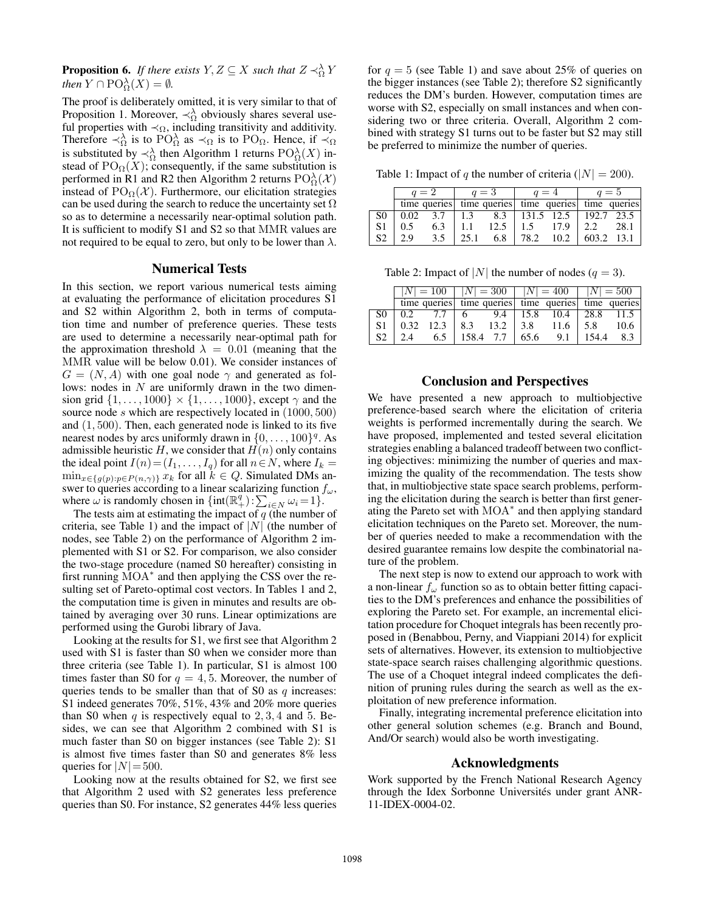**Proposition 6.** *If there exists $Y, Z \subseteq X$ such that $Z \prec_\Omega^\lambda Y$ then $Y \cap \mathrm{PO}_\Omega^\lambda(X) = \emptyset$.*

The proof is deliberately omitted, it is very similar to that of Proposition 1. Moreover, $\prec_\Omega^\lambda$ obviously shares several useful properties with $\prec_\Omega$, including transitivity and additivity. Therefore $\prec_\Omega^\lambda$ is to $\mathrm{PO}_\Omega^\lambda$ as $\prec_\Omega$ is to $\mathrm{PO}_\Omega$. Hence, if $\prec_\Omega$ is substituted by $\prec_\Omega^\lambda$ then Algorithm 1 returns $\mathrm{PO}_\Omega^\lambda(X)$ instead of $\mathrm{PO}_\Omega(X)$; consequently, if the same substitution is performed in R1 and R2 then Algorithm 2 returns $\mathrm{PO}_\Omega^\lambda(\mathcal{X})$ instead of $\mathrm{PO}_\Omega(\mathcal{X})$. Furthermore, our elicitation strategies can be used during the search to reduce the uncertainty set $\Omega$ so as to determine a necessarily near-optimal solution path. It is sufficient to modify S1 and S2 so that MMR values are not required to be equal to zero, but only to be lower than $\lambda$.

## Numerical Tests

In this section, we report various numerical tests aiming at evaluating the performance of elicitation procedures S1 and S2 within Algorithm 2, both in terms of computation time and number of preference queries. These tests are used to determine a necessarily near-optimal path for the approximation threshold $\lambda = 0.01$ (meaning that the MMR value will be below 0.01). We consider instances of $G = (N, A)$ with one goal node $\gamma$ and generated as follows: nodes in $N$ are uniformly drawn in the two dimension grid $\{1, \ldots, 1000\} \times \{1, \ldots, 1000\}$, except $\gamma$ and the source node $s$ which are respectively located in $(1000, 500)$ and $(1, 500)$. Then, each generated node is linked to its five nearest nodes by arcs uniformly drawn in $\{0, \ldots, 100\}^q$. As admissible heuristic $H$, we consider that $H(n)$ only contains the ideal point $I(n) = (I_1, \ldots, I_q)$ for all $n \in N$, where $I_k = \min_{x \in \{g(p) : p \in P(n,\gamma)\}} x_k$ for all $k \in Q$. Simulated DMs answer to queries according to a linear scalarizing function $f_\omega$, where $\omega$ is randomly chosen in $\{\mathrm{int}(\mathbb{R}_+^q) : \sum_{i \in N} \omega_i = 1\}$.

The tests aim at estimating the impact of $q$ (the number of criteria, see Table 1) and the impact of $|N|$ (the number of nodes, see Table 2) on the performance of Algorithm 2 implemented with S1 or S2. For comparison, we also consider the two-stage procedure (named S0 hereafter) consisting in first running MOA$^*$ and then applying the CSS over the resulting set of Pareto-optimal cost vectors. In Tables 1 and 2, the computation time is given in minutes and results are obtained by averaging over 30 runs. Linear optimizations are performed using the Gurobi library of Java.

Looking at the results for S1, we first see that Algorithm 2 used with S1 is faster than S0 when we consider more than three criteria (see Table 1). In particular, S1 is almost 100 times faster than S0 for $q = 4, 5$. Moreover, the number of queries tends to be smaller than that of S0 as $q$ increases: S1 indeed generates 70%, 51%, 43% and 20% more queries than S0 when $q$ is respectively equal to $2, 3, 4$ and $5$. Besides, we can see that Algorithm 2 combined with S1 is much faster than S0 on bigger instances (see Table 2): S1 is almost five times faster than S0 and generates 8% less queries for $|N| = 500$.

Looking now at the results obtained for S2, we first see that Algorithm 2 used with S2 generates less preference queries than S0. For instance, S2 generates 44% less queries for $q = 5$ (see Table 1) and save about 25% of queries on the bigger instances (see Table 2); therefore S2 significantly reduces the DM's burden. However, computation times are worse with S2, especially on small instances and when considering two or three criteria. Overall, Algorithm 2 combined with strategy S1 turns out to be faster but S2 may still be preferred to minimize the number of queries.

Table 1: Impact of $q$ the number of criteria ($|N| = 200$).

| | $q = 2$ | | $q = 3$ | | $q = 4$ | | $q = 5$ | |
|---|---|---|---|---|---|---|---|---|
| | time | queries | time | queries | time | queries | time | queries |
| S0 | 0.02 | 3.7 | 1.3 | 8.3 | 131.5 | 12.5 | 192.7 | 23.5 |
| S1 | 0.5 | 6.3 | 1.1 | 12.5 | 1.5 | 17.9 | 2.2 | 28.1 |
| S2 | 2.9 | 3.5 | 25.1 | 6.8 | 78.2 | 10.2 | 603.2 | 13.1 |

Table 2: Impact of $|N|$ the number of nodes ($q = 3$).

| | $\lvert N\rvert = 100$ | | $\lvert N\rvert = 300$ | | $\lvert N\rvert = 400$ | | $\lvert N\rvert = 500$ | |
|---|---|---|---|---|---|---|---|---|
| | time | queries | time | queries | time | queries | time | queries |
| S0 | 0.2 | 7.7 | 6 | 9.4 | 15.8 | 10.4 | 28.8 | 11.5 |
| S1 | 0.32 | 12.3 | 8.3 | 13.2 | 3.8 | 11.6 | 5.8 | 10.6 |
| S2 | 2.4 | 6.5 | 158.4 | 7.7 | 65.6 | 9.1 | 154.4 | 8.3 |

## Conclusion and Perspectives

We have presented a new approach to multiobjective preference-based search where the elicitation of criteria weights is performed incrementally during the search. We have proposed, implemented and tested several elicitation strategies enabling a balanced tradeoff between two conflicting objectives: minimizing the number of queries and maximizing the quality of the recommendation. The tests show that, in multiobjective state space search problems, performing the elicitation during the search is better than first generating the Pareto set with MOA$^*$ and then applying standard elicitation techniques on the Pareto set. Moreover, the number of queries needed to make a recommendation with the desired guarantee remains low despite the combinatorial nature of the problem.

The next step is now to extend our approach to work with a non-linear $f_\omega$ function so as to obtain better fitting capacities to the DM's preferences and enhance the possibilities of exploring the Pareto set. For example, an incremental elicitation procedure for Choquet integrals has been recently proposed in (Benabbou, Perny, and Viappiani 2014) for explicit sets of alternatives. However, its extension to multiobjective state-space search raises challenging algorithmic questions. The use of a Choquet integral indeed complicates the definition of pruning rules during the search as well as the exploitation of new preference information.

Finally, integrating incremental preference elicitation into other general solution schemes (e.g. Branch and Bound, And/Or search) would also be worth investigating.

## Acknowledgments

Work supported by the French National Research Agency through the Idex Sorbonne Universités under grant ANR-11-IDEX-0004-02.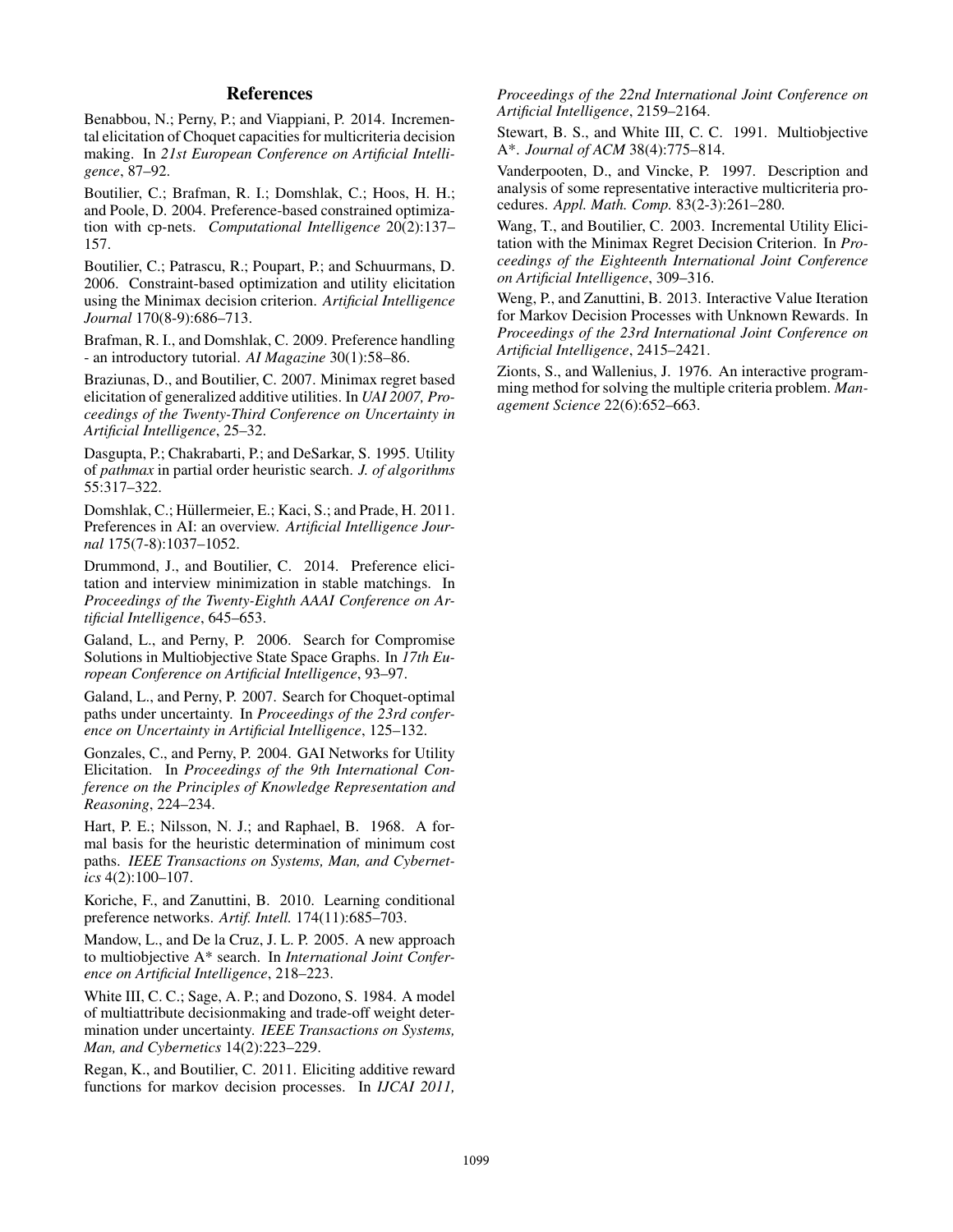## References

Benabbou, N.; Perny, P.; and Viappiani, P. 2014. Incremental elicitation of Choquet capacities for multicriteria decision making. In *21st European Conference on Artificial Intelligence*, 87–92.

Boutilier, C.; Brafman, R. I.; Domshlak, C.; Hoos, H. H.; and Poole, D. 2004. Preference-based constrained optimization with cp-nets. *Computational Intelligence* 20(2):137–157.

Boutilier, C.; Patrascu, R.; Poupart, P.; and Schuurmans, D. 2006. Constraint-based optimization and utility elicitation using the Minimax decision criterion. *Artificial Intelligence Journal* 170(8-9):686–713.

Brafman, R. I., and Domshlak, C. 2009. Preference handling - an introductory tutorial. *AI Magazine* 30(1):58–86.

Braziunas, D., and Boutilier, C. 2007. Minimax regret based elicitation of generalized additive utilities. In *UAI 2007, Proceedings of the Twenty-Third Conference on Uncertainty in Artificial Intelligence*, 25–32.

Dasgupta, P.; Chakrabarti, P.; and DeSarkar, S. 1995. Utility of *pathmax* in partial order heuristic search. *J. of algorithms* 55:317–322.

Domshlak, C.; Hüllermeier, E.; Kaci, S.; and Prade, H. 2011. Preferences in AI: an overview. *Artificial Intelligence Journal* 175(7-8):1037–1052.

Drummond, J., and Boutilier, C. 2014. Preference elicitation and interview minimization in stable matchings. In *Proceedings of the Twenty-Eighth AAAI Conference on Artificial Intelligence*, 645–653.

Galand, L., and Perny, P. 2006. Search for Compromise Solutions in Multiobjective State Space Graphs. In *17th European Conference on Artificial Intelligence*, 93–97.

Galand, L., and Perny, P. 2007. Search for Choquet-optimal paths under uncertainty. In *Proceedings of the 23rd conference on Uncertainty in Artificial Intelligence*, 125–132.

Gonzales, C., and Perny, P. 2004. GAI Networks for Utility Elicitation. In *Proceedings of the 9th International Conference on the Principles of Knowledge Representation and Reasoning*, 224–234.

Hart, P. E.; Nilsson, N. J.; and Raphael, B. 1968. A formal basis for the heuristic determination of minimum cost paths. *IEEE Transactions on Systems, Man, and Cybernetics* 4(2):100–107.

Koriche, F., and Zanuttini, B. 2010. Learning conditional preference networks. *Artif. Intell.* 174(11):685–703.

Mandow, L., and De la Cruz, J. L. P. 2005. A new approach to multiobjective A* search. In *International Joint Conference on Artificial Intelligence*, 218–223.

White III, C. C.; Sage, A. P.; and Dozono, S. 1984. A model of multiattribute decisionmaking and trade-off weight determination under uncertainty. *IEEE Transactions on Systems, Man, and Cybernetics* 14(2):223–229.

Regan, K., and Boutilier, C. 2011. Eliciting additive reward functions for markov decision processes. In *IJCAI 2011, Proceedings of the 22nd International Joint Conference on Artificial Intelligence*, 2159–2164.

Stewart, B. S., and White III, C. C. 1991. Multiobjective A*. *Journal of ACM* 38(4):775–814.

Vanderpooten, D., and Vincke, P. 1997. Description and analysis of some representative interactive multicriteria procedures. *Appl. Math. Comp.* 83(2-3):261–280.

Wang, T., and Boutilier, C. 2003. Incremental Utility Elicitation with the Minimax Regret Decision Criterion. In *Proceedings of the Eighteenth International Joint Conference on Artificial Intelligence*, 309–316.

Weng, P., and Zanuttini, B. 2013. Interactive Value Iteration for Markov Decision Processes with Unknown Rewards. In *Proceedings of the 23rd International Joint Conference on Artificial Intelligence*, 2415–2421.

Zionts, S., and Wallenius, J. 1976. An interactive programming method for solving the multiple criteria problem. *Management Science* 22(6):652–663.